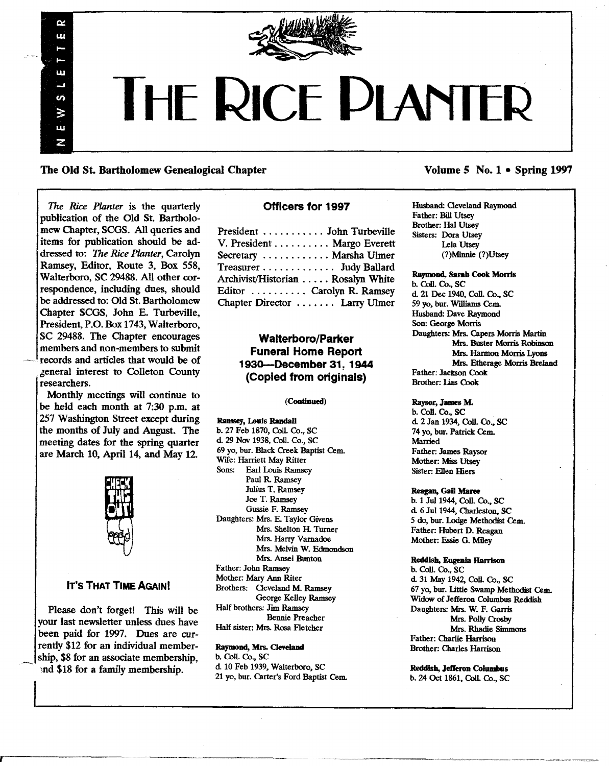# THE RICE PLANTER

NEWSLETTER

**The Old St. Bartholomew Genealogical Chapter**

**Volume 5 No. 1 • Spring 1997**

*The Rice Planter* is the quarterly publication of the Old St. Bartholomew Chapter, SCGS. All queries and items for publication should be addressed to: *The Rice Planter*, Carolyn Ramsey, Editor, Route 3, Box 558, Walterboro, SC 29488. All other correspondence, including dues, should be addressed to: Old St. Bartholomew Chapter SCGS, John E. Turbeville, President, P.O. Box 1743, Walterboro, SC 29488. The Chapter encourages members and non-members to submit records and articles that would be of general interest to Colleton County researchers.

Monthly meetings will continue to be held each month at 7:30 p.m. at 257 Washington Street except during the months of July and August. The meeting dates for the spring quarter are March 10, April 14, and May 12.

CHECK THIS OUT!

### IT'S THAT TIME AGAIN!

Please don't forget! This will be your last newsletter unless dues have been paid for 1997. Dues are currently $12 for an individual membership, $8 for an associate membership, and $18 for a family membership.

## Officers for 1997

President ........... John Turbeville
V. President .......... Margo Everett
Secretary ............ Marsha Ulmer
Treasurer ............. Judy Ballard
Archivist/Historian ..... Rosalyn White
Editor .......... Carolyn R. Ramsey
Chapter Director ....... Larry Ulmer

## Walterboro/Parker Funeral Home Report 1930—December 31, 1944 (Copied from originals)

(Continued)

**Ramsey, Louis Randall**
b. 27 Feb 1870, Coll. Co., SC
d. 29 Nov 1938, Coll. Co., SC
69 yo, bur. Black Creek Baptist Cem.
Wife: Harriett May Ritter
Sons: Earl Louis Ramsey
Paul R. Ramsey
Julius T. Ramsey
Joe T. Ramsey
Gussie F. Ramsey
Daughters: Mrs. E. Taylor Givens
Mrs. Shelton H. Turner
Mrs. Harry Varnadoe
Mrs. Melvin W. Edmondson
Mrs. Ansel Bunton
Father: John Ramsey
Mother: Mary Ann Riter
Brothers: Cleveland M. Ramsey
George Kelley Ramsey
Half brothers: Jim Ramsey
Bennie Preacher
Half sister: Mrs. Rosa Fletcher

**Raymond, Mrs. Cleveland**
b. Coll. Co., SC
d. 10 Feb 1939, Walterboro, SC
21 yo, bur. Carter's Ford Baptist Cem.
Husband: Cleveland Raymond
Father: Bill Utsey
Brother: Hal Utsey
Sisters: Dora Utsey
Lela Utsey
(?)Minnie (?)Utsey

**Raymond, Sarah Cook Morris**
b. Coll. Co., SC
d. 21 Dec 1940, Coll. Co., SC
59 yo, bur. Williams Cem.
Husband: Dave Raymond
Son: George Morris
Daughters: Mrs. Capers Morris Martin
Mrs. Buster Morris Robinson
Mrs. Harmon Morris Lyons
Mrs. Etherage Morris Breland
Father: Jackson Cook
Brother: Lias Cook

**Raysor, James M.**
b. Coll. Co., SC
d. 2 Jan 1934, Coll. Co., SC
74 yo, bur. Patrick Cem.
Married
Father: James Raysor
Mother: Miss Utsey
Sister: Ellen Hiers

**Reagan, Gail Maree**
b. 1 Jul 1944, Coll. Co., SC
d. 6 Jul 1944, Charleston, SC
5 do, bur. Lodge Methodist Cem.
Father: Hubert D. Reagan
Mother: Essie G. Miley

**Reddish, Eugenia Harrison**
b. Coll. Co., SC
d. 31 May 1942, Coll. Co., SC
67 yo, bur. Little Swamp Methodist Cem.
Widow of Jefferon Columbus Reddish
Daughters: Mrs. W. F. Garris
Mrs. Polly Crosby
Mrs. Rhadie Simmons
Father: Charlie Harrison
Brother: Charles Harrison

**Reddish, Jefferon Columbus**
b. 24 Oct 1861, Coll. Co., SC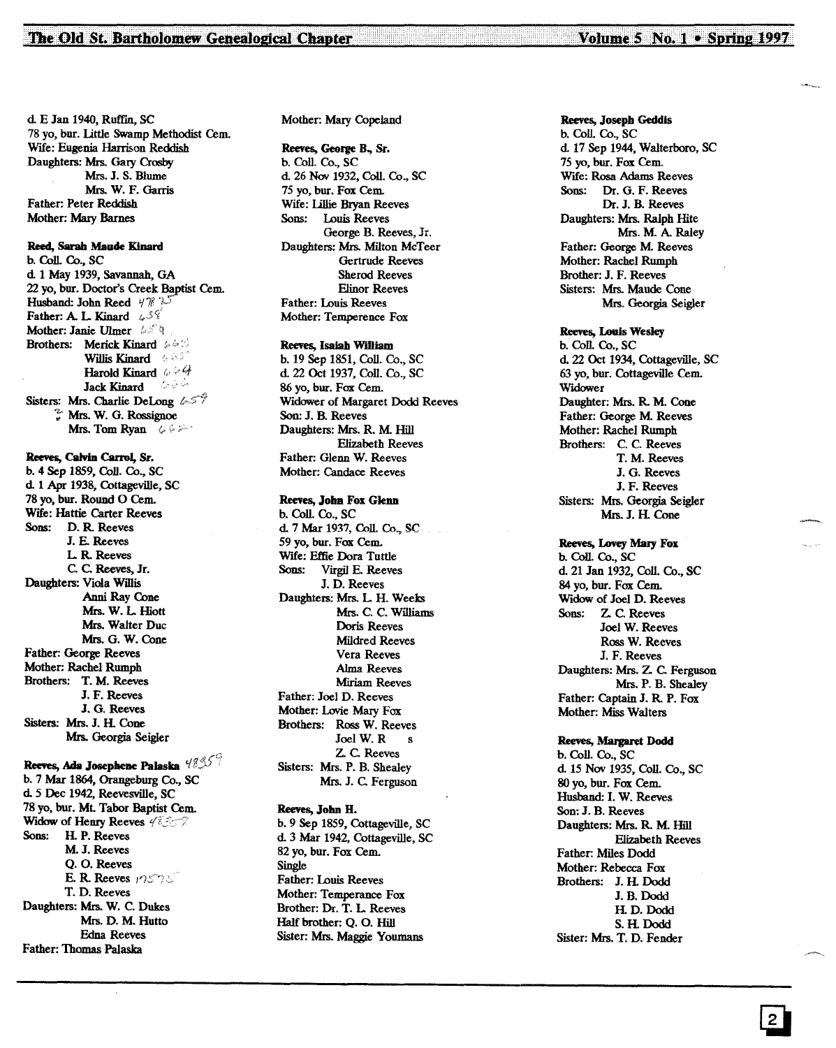d. E Jan 1940, Ruffin, SC
78 yo, bur. Little Swamp Methodist Cem.
Wife: Eugenia Harrison Reddish
Daughters: Mrs. Gary Crosby
Mrs. J. S. Blume
Mrs. W. F. Garris
Father: Peter Reddish
Mother: Mary Barnes

**Reed, Sarah Maude Kinard**
b. Coll. Co., SC
d. 1 May 1939, Savannah, GA
22 yo, bur. Doctor's Creek Baptist Cem.
Husband: John Reed 4875
Father: A. L. Kinard 658
Mother: Janie Ulmer 659
Brothers: Merick Kinard 663
Willis Kinard 665
Harold Kinard 664
Jack Kinard 666
Sisters: Mrs. Charlie DeLong 657
? Mrs. W. G. Rossignoe
Mrs. Tom Ryan 662

**Reeves, Calvin Carrol, Sr.**
b. 4 Sep 1859, Coll. Co., SC
d. 1 Apr 1938, Cottageville, SC
78 yo, bur. Round O Cem.
Wife: Hattie Carter Reeves
Sons: D. R. Reeves
J. E. Reeves
L. R. Reeves
C. C. Reeves, Jr.
Daughters: Viola Willis
Anni Ray Cone
Mrs. W. L. Hiott
Mrs. Walter Duc
Mrs. G. W. Cone
Father: George Reeves
Mother: Rachel Rumph
Brothers: T. M. Reeves
J. F. Reeves
J. G. Reeves
Sisters: Mrs. J. H. Cone
Mrs. Georgia Seigler

**Reeves, Ada Josephene Palaska** 48359
b. 7 Mar 1864, Orangeburg Co., SC
d. 5 Dec 1942, Reevesville, SC
78 yo, bur. Mt. Tabor Baptist Cem.
Widow of Henry Reeves 48358
Sons: H. P. Reeves
M. J. Reeves
Q. O. Reeves
E. R. Reeves 17575
T. D. Reeves
Daughters: Mrs. W. C. Dukes
Mrs. D. M. Hutto
Edna Reeves
Father: Thomas Palaska
Mother: Mary Copeland

**Reeves, George B., Sr.**
b. Coll. Co., SC
d. 26 Nov 1932, Coll. Co., SC
75 yo, bur. Fox Cem.
Wife: Lillie Bryan Reeves
Sons: Louis Reeves
George B. Reeves, Jr.
Daughters: Mrs. Milton McTeer
Gertrude Reeves
Sherod Reeves
Elinor Reeves
Father: Louis Reeves
Mother: Temperence Fox

**Reeves, Isaiah William**
b. 19 Sep 1851, Coll. Co., SC
d. 22 Oct 1937, Coll. Co., SC
86 yo, bur. Fox Cem.
Widower of Margaret Dodd Reeves
Son: J. B. Reeves
Daughters: Mrs. R. M. Hill
Elizabeth Reeves
Father: Glenn W. Reeves
Mother: Candace Reeves

**Reeves, John Fox Glenn**
b. Coll. Co., SC
d. 7 Mar 1937, Coll. Co., SC
59 yo, bur. Fox Cem.
Wife: Effie Dora Tuttle
Sons: Virgil E. Reeves
J. D. Reeves
Daughters: Mrs. L. H. Weeks
Mrs. C. C. Williams
Doris Reeves
Mildred Reeves
Vera Reeves
Alma Reeves
Miriam Reeves
Father: Joel D. Reeves
Mother: Lovie Mary Fox
Brothers: Ross W. Reeves
Joel W. R s
Z. C. Reeves
Sisters: Mrs. P. B. Shealey
Mrs. J. C. Ferguson

**Reeves, John H.**
b. 9 Sep 1859, Cottageville, SC
d. 3 Mar 1942, Cottageville, SC
82 yo, bur. Fox Cem.
Single
Father: Louis Reeves
Mother: Temperance Fox
Brother: Dr. T. L. Reeves
Half brother: Q. O. Hill
Sister: Mrs. Maggie Youmans

**Reeves, Joseph Geddis**
b. Coll. Co., SC
d. 17 Sep 1944, Walterboro, SC
75 yo, bur. Fox Cem.
Wife: Rosa Adams Reeves
Sons: Dr. G. F. Reeves
Dr. J. B. Reeves
Daughters: Mrs. Ralph Hite
Mrs. M. A. Raley
Father: George M. Reeves
Mother: Rachel Rumph
Brother: J. F. Reeves
Sisters: Mrs. Maude Cone
Mrs. Georgia Seigler

**Reeves, Louis Wesley**
b. Coll. Co., SC
d. 22 Oct 1934, Cottageville, SC
63 yo, bur. Cottageville Cem.
Widower
Daughter: Mrs. R. M. Cone
Father: George M. Reeves
Mother: Rachel Rumph
Brothers: C. C. Reeves
T. M. Reeves
J. G. Reeves
J. F. Reeves
Sisters: Mrs. Georgia Seigler
Mrs. J. H. Cone

**Reeves, Lovey Mary Fox**
b. Coll. Co., SC
d. 21 Jan 1932, Coll. Co., SC
84 yo, bur. Fox Cem.
Widow of Joel D. Reeves
Sons: Z. C. Reeves
Joel W. Reeves
Ross W. Reeves
J. F. Reeves
Daughters: Mrs. Z. C. Ferguson
Mrs. P. B. Shealey
Father: Captain J. R. P. Fox
Mother: Miss Walters

**Reeves, Margaret Dodd**
b. Coll. Co., SC
d. 15 Nov 1935, Coll. Co., SC
80 yo, bur. Fox Cem.
Husband: I. W. Reeves
Son: J. B. Reeves
Daughters: Mrs. R. M. Hill
Elizabeth Reeves
Father: Miles Dodd
Mother: Rebecca Fox
Brothers: J. H. Dodd
J. B. Dodd
H. D. Dodd
S. H. Dodd
Sister: Mrs. T. D. Fender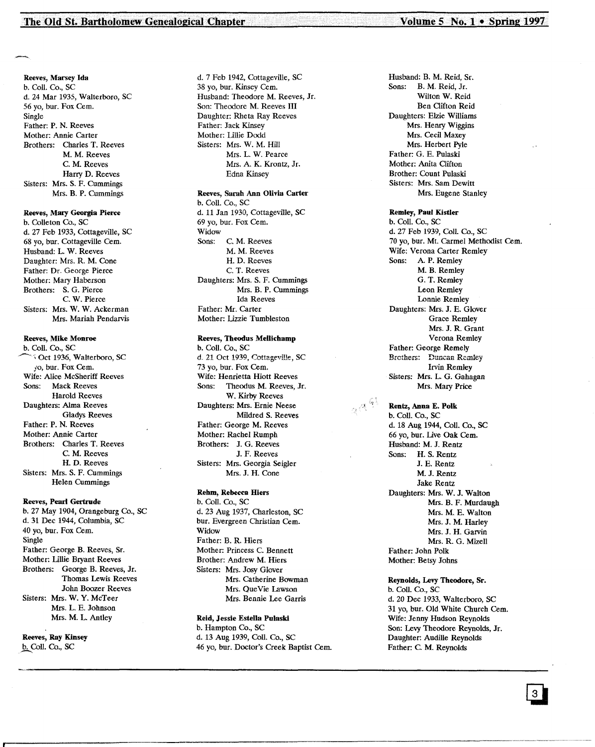**Reeves, Marsey Ida**
b. Coll. Co., SC
d. 24 Mar 1935, Walterboro, SC
56 yo, bur. Fox Cem.
Single
Father: P. N. Reeves
Mother: Annie Carter
Brothers: Charles T. Reeves
M. M. Reeves
C. M. Reeves
Harry D. Reeves
Sisters: Mrs. S. F. Cummings
Mrs. B. P. Cummings

**Reeves, Mary Georgia Pierce**
b. Colleton Co., SC
d. 27 Feb 1933, Cottageville, SC
68 yo, bur. Cottageville Cem.
Husband: L. W. Reeves
Daughter: Mrs. R. M. Cone
Father: Dr. George Pierce
Mother: Mary Haberson
Brothers: S. G. Pierce
C. W. Pierce
Sisters: Mrs. W. W. Ackerman
Mrs. Mariah Pendarvis

**Reeves, Mike Monroe**
b. Coll. Co., SC
Oct 1936, Walterboro, SC
yo, bur. Fox Cem.
Wife: Alice McSheriff Reeves
Sons: Mack Reeves
Harold Reeves
Daughters: Alma Reeves
Gladys Reeves
Father: P. N. Reeves
Mother: Annie Carter
Brothers: Charles T. Reeves
C. M. Reeves
H. D. Reeves
Sisters: Mrs. S. F. Cummings
Helen Cummings

**Reeves, Pearl Gertrude**
b. 27 May 1904, Orangeburg Co., SC
d. 31 Dec 1944, Columbia, SC
40 yo, bur. Fox Cem.
Single
Father: George B. Reeves, Sr.
Mother: Lillie Bryant Reeves
Brothers: George B. Reeves, Jr.
Thomas Lewis Reeves
John Boozer Reeves
Sisters: Mrs. W. Y. McTeer
Mrs. L. E. Johnson
Mrs. M. L. Antley

**Reeves, Ray Kinsey**
b. Coll. Co., SC
d. 7 Feb 1942, Cottageville, SC
38 yo, bur. Kinsey Cem.
Husband: Theodore M. Reeves, Jr.
Son: Theodore M. Reeves III
Daughter: Rheta Ray Reeves
Father: Jack Kinsey
Mother: Lillie Dodd
Sisters: Mrs. W. M. Hill
Mrs. L. W. Pearce
Mrs. A. K. Krontz, Jr.
Edna Kinsey

**Reeves, Sarah Ann Olivia Carter**
b. Coll. Co., SC
d. 11 Jan 1930, Cottageville, SC
69 yo, bur. Fox Cem.
Widow
Sons: C. M. Reeves
M. M. Reeves
H. D. Reeves
C. T. Reeves
Daughters: Mrs. S. F. Cummings
Mrs. B. P. Cummings
Ida Reeves
Father: Mr. Carter
Mother: Lizzie Tumbleston

**Reeves, Theodus Mellichamp**
b. Coll. Co., SC
d. 21 Oct 1939, Cottageville, SC
73 yo, bur. Fox Cem.
Wife: Henrietta Hiott Reeves
Sons: Theodus M. Reeves, Jr.
W. Kirby Reeves
Daughters: Mrs. Ernie Neese
Mildred S. Reeves
Father: George M. Reeves
Mother: Rachel Rumph
Brothers: J. G. Reeves
J. F. Reeves
Sisters: Mrs. Georgia Seigler
Mrs. J. H. Cone

**Rehm, Rebecca Hiers**
b. Coll. Co., SC
d. 23 Aug 1937, Charleston, SC
bur. Evergreen Christian Cem.
Widow
Father: B. R. Hiers
Mother: Princess C. Bennett
Brother: Andrew M. Hiers
Sisters: Mrs. Josy Glover
Mrs. Catherine Bowman
Mrs. QueVie Lawson
Mrs. Bennie Lee Garris

**Reid, Jessie Estella Pulaski**
b. Hampton Co., SC
d. 13 Aug 1939, Coll. Co., SC
46 yo, bur. Doctor's Creek Baptist Cem.
Husband: B. M. Reid, Sr.
Sons: B. M. Reid, Jr.
Wilton W. Reid
Ben Clifton Reid
Daughters: Elzie Williams
Mrs. Henry Wiggins
Mrs. Cecil Maxey
Mrs. Herbert Pyle
Father: G. E. Pulaski
Mother: Anita Clifton
Brother: Count Pulaski
Sisters: Mrs. Sam Dewitt
Mrs. Eugene Stanley

**Remley, Paul Kistler**
b. Coll. Co., SC
d. 27 Feb 1939, Coll. Co., SC
70 yo, bur. Mt. Carmel Methodist Cem.
Wife: Verona Carter Remley
Sons: A. P. Remley
M. B. Remley
G. T. Remley
Leon Remley
Lonnie Remley
Daughters: Mrs. J. E. Glover
Grace Remley
Mrs. J. R. Grant
Verona Remley
Father: George Remely
Brothers: Duncan Remley
Irvin Remley
Sisters: Mrs. L. G. Gahagan
Mrs. Mary Price

**Rentz, Anna E. Polk**
b. Coll. Co., SC
d. 18 Aug 1944, Coll. Co., SC
66 yo, bur. Live Oak Cem.
Husband: M. J. Rentz
Sons: H. S. Rentz
J. E. Rentz
M. J. Rentz
Jake Rentz
Daughters: Mrs. W. J. Walton
Mrs. B. F. Murdaugh
Mrs. M. E. Walton
Mrs. J. M. Harley
Mrs. J. H. Garvin
Mrs. R. G. Mizell
Father: John Polk
Mother: Betsy Johns

**Reynolds, Levy Theodore, Sr.**
b. Coll. Co., SC
d. 20 Dec 1933, Walterboro, SC
31 yo, bur. Old White Church Cem.
Wife: Jenny Hudson Reynolds
Son: Levy Theodore Reynolds, Jr.
Daughter: Audille Reynolds
Father: C. M. Reynolds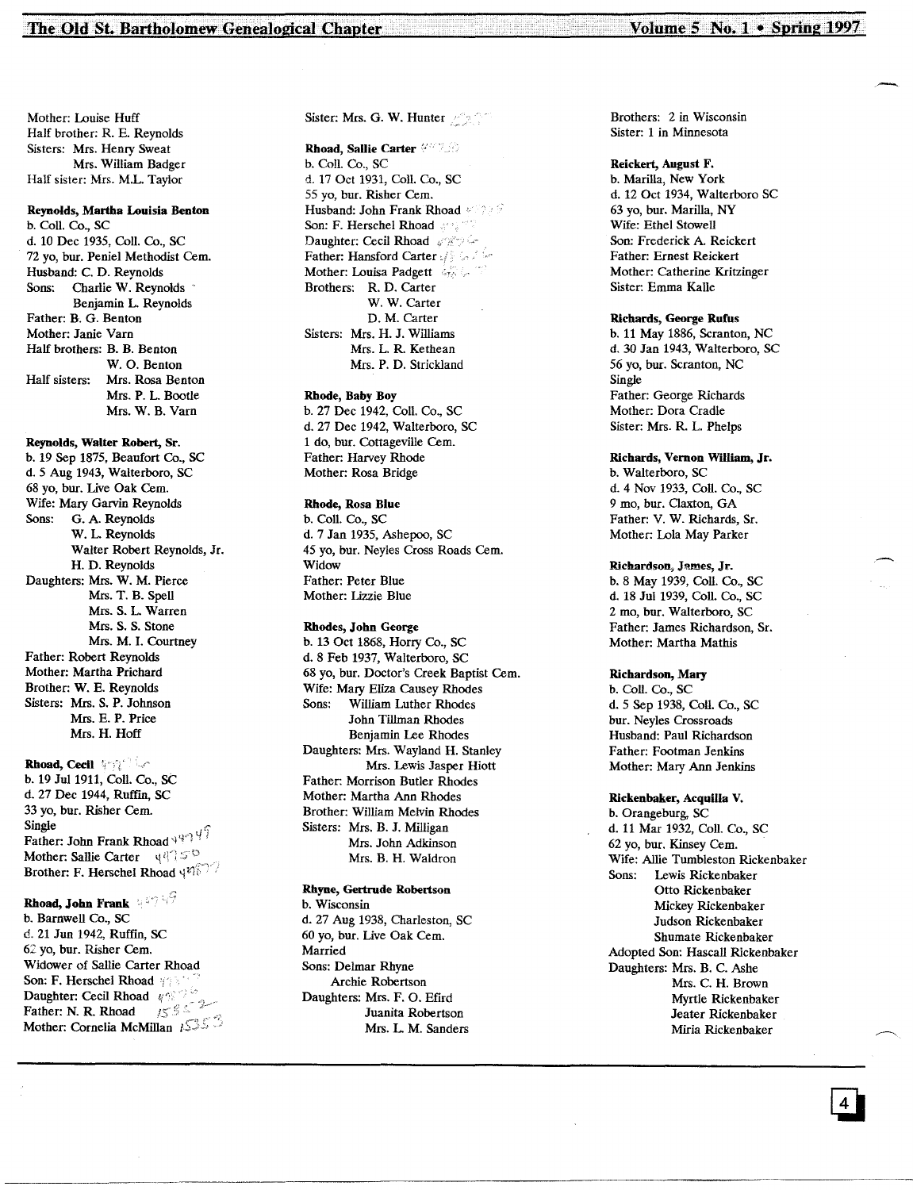Mother: Louise Huff
Half brother: R. E. Reynolds
Sisters: Mrs. Henry Sweat
Mrs. William Badger
Half sister: Mrs. M.L. Taylor

**Reynolds, Martha Louisia Benton**
b. Coll. Co., SC
d. 10 Dec 1935, Coll. Co., SC
72 yo, bur. Peniel Methodist Cem.
Husband: C. D. Reynolds
Sons: Charlie W. Reynolds
Benjamin L. Reynolds
Father: B. G. Benton
Mother: Janie Varn
Half brothers: B. B. Benton
W. O. Benton
Half sisters: Mrs. Rosa Benton
Mrs. P. L. Bootle
Mrs. W. B. Varn

**Reynolds, Walter Robert, Sr.**
b. 19 Sep 1875, Beaufort Co., SC
d. 5 Aug 1943, Walterboro, SC
68 yo, bur. Live Oak Cem.
Wife: Mary Garvin Reynolds
Sons: G. A. Reynolds
W. L. Reynolds
Walter Robert Reynolds, Jr.
H. D. Reynolds
Daughters: Mrs. W. M. Pierce
Mrs. T. B. Spell
Mrs. S. L. Warren
Mrs. S. S. Stone
Mrs. M. I. Courtney
Father: Robert Reynolds
Mother: Martha Prichard
Brother: W. E. Reynolds
Sisters: Mrs. S. P. Johnson
Mrs. E. P. Price
Mrs. H. Hoff

**Rhoad, Cecil**
b. 19 Jul 1911, Coll. Co., SC
d. 27 Dec 1944, Ruffin, SC
33 yo, bur. Risher Cem.
Single
Father: John Frank Rhoad
Mother: Sallie Carter
Brother: F. Herschel Rhoad

**Rhoad, John Frank**
b. Barnwell Co., SC
d. 21 Jun 1942, Ruffin, SC
62 yo, bur. Risher Cem.
Widower of Sallie Carter Rhoad
Son: F. Herschel Rhoad
Daughter: Cecil Rhoad
Father: N. R. Rhoad
Mother: Cornelia McMillan

Sister: Mrs. G. W. Hunter

**Rhoad, Sallie Carter**
b. Coll. Co., SC
d. 17 Oct 1931, Coll. Co., SC
55 yo, bur. Risher Cem.
Husband: John Frank Rhoad
Son: F. Herschel Rhoad
Daughter: Cecil Rhoad
Father: Hansford Carter
Mother: Louisa Padgett
Brothers: R. D. Carter
W. W. Carter
D. M. Carter
Sisters: Mrs. H. J. Williams
Mrs. L. R. Kethean
Mrs. P. D. Strickland

**Rhode, Baby Boy**
b. 27 Dec 1942, Coll. Co., SC
d. 27 Dec 1942, Walterboro, SC
1 do, bur. Cottageville Cem.
Father: Harvey Rhode
Mother: Rosa Bridge

**Rhode, Rosa Blue**
b. Coll. Co., SC
d. 7 Jan 1935, Ashepoo, SC
45 yo, bur. Neyles Cross Roads Cem.
Widow
Father: Peter Blue
Mother: Lizzie Blue

**Rhodes, John George**
b. 13 Oct 1868, Horry Co., SC
d. 8 Feb 1937, Walterboro, SC
68 yo, bur. Doctor's Creek Baptist Cem.
Wife: Mary Eliza Causey Rhodes
Sons: William Luther Rhodes
John Tillman Rhodes
Benjamin Lee Rhodes
Daughters: Mrs. Wayland H. Stanley
Mrs. Lewis Jasper Hiott
Father: Morrison Butler Rhodes
Mother: Martha Ann Rhodes
Brother: William Melvin Rhodes
Sisters: Mrs. B. J. Milligan
Mrs. John Adkinson
Mrs. B. H. Waldron

**Rhyne, Gertrude Robertson**
b. Wisconsin
d. 27 Aug 1938, Charleston, SC
60 yo, bur. Live Oak Cem.
Married
Sons: Delmar Rhyne
Archie Robertson
Daughters: Mrs. F. O. Efird
Juanita Robertson
Mrs. L. M. Sanders

Brothers: 2 in Wisconsin
Sister: 1 in Minnesota

**Reickert, August F.**
b. Marilla, New York
d. 12 Oct 1934, Walterboro SC
63 yo, bur. Marilla, NY
Wife: Ethel Stowell
Son: Frederick A. Reickert
Father: Ernest Reickert
Mother: Catherine Kritzinger
Sister: Emma Kalle

**Richards, George Rufus**
b. 11 May 1886, Scranton, NC
d. 30 Jan 1943, Walterboro, SC
56 yo, bur. Scranton, NC
Single
Father: George Richards
Mother: Dora Cradle
Sister: Mrs. R. L. Phelps

**Richards, Vernon William, Jr.**
b. Walterboro, SC
d. 4 Nov 1933, Coll. Co., SC
9 mo, bur. Claxton, GA
Father: V. W. Richards, Sr.
Mother: Lola May Parker

**Richardson, James, Jr.**
b. 8 May 1939, Coll. Co., SC
d. 18 Jul 1939, Coll. Co., SC
2 mo, bur. Walterboro, SC
Father: James Richardson, Sr.
Mother: Martha Mathis

**Richardson, Mary**
b. Coll. Co., SC
d. 5 Sep 1938, Coll. Co., SC
bur. Neyles Crossroads
Husband: Paul Richardson
Father: Footman Jenkins
Mother: Mary Ann Jenkins

**Rickenbaker, Acquilla V.**
b. Orangeburg, SC
d. 11 Mar 1932, Coll. Co., SC
62 yo, bur. Kinsey Cem.
Wife: Allie Tumbleston Rickenbaker
Sons: Lewis Rickenbaker
Otto Rickenbaker
Mickey Rickenbaker
Judson Rickenbaker
Shumate Rickenbaker
Adopted Son: Hascall Rickenbaker
Daughters: Mrs. B. C. Ashe
Mrs. C. H. Brown
Myrtle Rickenbaker
Jeater Rickenbaker
Miria Rickenbaker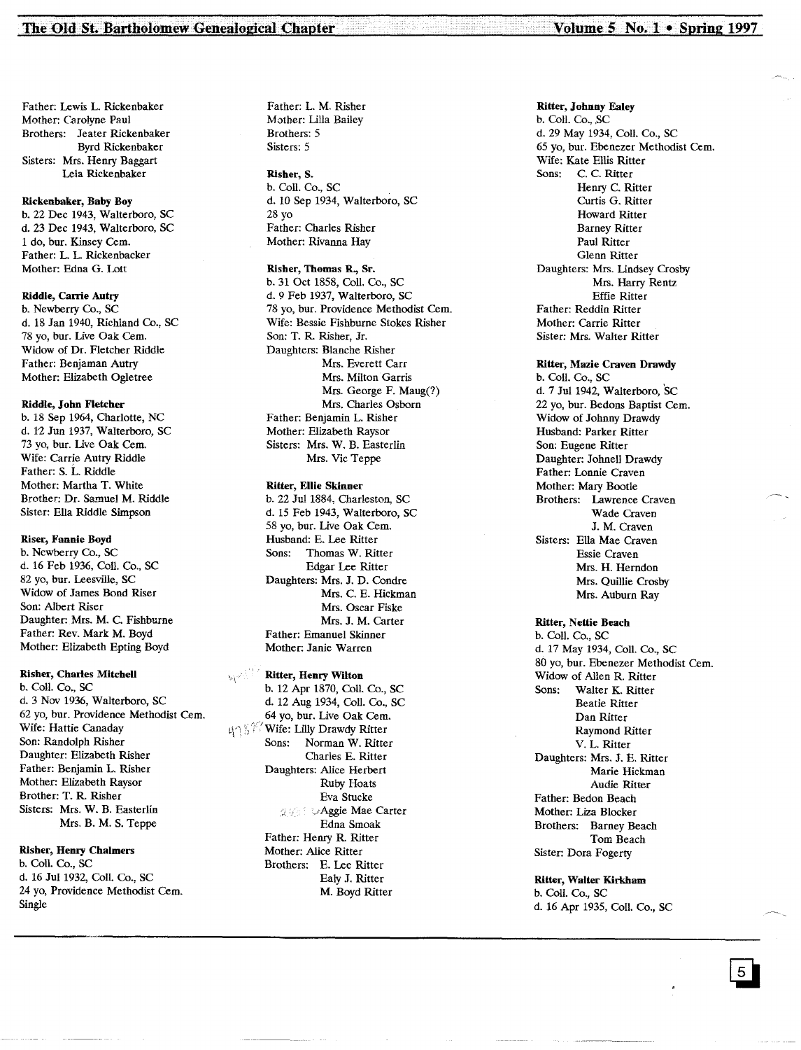Father: Lewis L. Rickenbaker
Mother: Carolyne Paul
Brothers: Jeater Rickenbaker
Byrd Rickenbaker
Sisters: Mrs. Henry Baggart
Lela Rickenbaker

**Rickenbaker, Baby Boy**
b. 22 Dec 1943, Walterboro, SC
d. 23 Dec 1943, Walterboro, SC
1 do, bur. Kinsey Cem.
Father: L. L. Rickenbacker
Mother: Edna G. Lott

**Riddle, Carrie Autry**
b. Newberry Co., SC
d. 18 Jan 1940, Richland Co., SC
78 yo, bur. Live Oak Cem.
Widow of Dr. Fletcher Riddle
Father: Benjaman Autry
Mother: Elizabeth Ogletree

**Riddle, John Fletcher**
b. 18 Sep 1964, Charlotte, NC
d. 12 Jun 1937, Walterboro, SC
73 yo, bur. Live Oak Cem.
Wife: Carrie Autry Riddle
Father: S. L. Riddle
Mother: Martha T. White
Brother: Dr. Samuel M. Riddle
Sister: Ella Riddle Simpson

**Riser, Fannie Boyd**
b. Newberry Co., SC
d. 16 Feb 1936, Coll. Co., SC
82 yo, bur. Leesville, SC
Widow of James Bond Riser
Son: Albert Riser
Daughter: Mrs. M. C. Fishburne
Father: Rev. Mark M. Boyd
Mother: Elizabeth Epting Boyd

**Risher, Charles Mitchell**
b. Coll. Co., SC
d. 3 Nov 1936, Walterboro, SC
62 yo, bur. Providence Methodist Cem.
Wife: Hattie Canaday
Son: Randolph Risher
Daughter: Elizabeth Risher
Father: Benjamin L. Risher
Mother: Elizabeth Raysor
Brother: T. R. Risher
Sisters: Mrs. W. B. Easterlin
Mrs. B. M. S. Teppe

**Risher, Henry Chalmers**
b. Coll. Co., SC
d. 16 Jul 1932, Coll. Co., SC
24 yo, Providence Methodist Cem.
Single
Father: L. M. Risher
Mother: Lilla Bailey
Brothers: 5
Sisters: 5

**Risher, S.**
b. Coll. Co., SC
d. 10 Sep 1934, Walterboro, SC
28 yo
Father: Charles Risher
Mother: Rivanna Hay

**Risher, Thomas R., Sr.**
b. 31 Oct 1858, Coll. Co., SC
d. 9 Feb 1937, Walterboro, SC
78 yo, bur. Providence Methodist Cem.
Wife: Bessie Fishburne Stokes Risher
Son: T. R. Risher, Jr.
Daughters: Blanche Risher
Mrs. Everett Carr
Mrs. Milton Garris
Mrs. George F. Maug(?)
Mrs. Charles Osborn
Father: Benjamin L. Risher
Mother: Elizabeth Raysor
Sisters: Mrs. W. B. Easterlin
Mrs. Vic Teppe

**Ritter, Ellie Skinner**
b. 22 Jul 1884, Charleston, SC
d. 15 Feb 1943, Walterboro, SC
58 yo, bur. Live Oak Cem.
Husband: E. Lee Ritter
Sons: Thomas W. Ritter
Edgar Lee Ritter
Daughters: Mrs. J. D. Condre
Mrs. C. E. Hickman
Mrs. Oscar Fiske
Mrs. J. M. Carter
Father: Emanuel Skinner
Mother: Janie Warren

**Ritter, Henry Wilton**
b. 12 Apr 1870, Coll. Co., SC
d. 12 Aug 1934, Coll. Co., SC
64 yo, bur. Live Oak Cem.
Wife: Lilly Drawdy Ritter
Sons: Norman W. Ritter
Charles E. Ritter
Daughters: Alice Herbert
Ruby Hoats
Eva Stucke
Aggie Mae Carter
Edna Smoak
Father: Henry R. Ritter
Mother: Alice Ritter
Brothers: E. Lee Ritter
Ealy J. Ritter
M. Boyd Ritter

**Ritter, Johnny Ealey**
b. Coll. Co., SC
d. 29 May 1934, Coll. Co., SC
65 yo, bur. Ebenezer Methodist Cem.
Wife: Kate Ellis Ritter
Sons: C. C. Ritter
Henry C. Ritter
Curtis G. Ritter
Howard Ritter
Barney Ritter
Paul Ritter
Glenn Ritter
Daughters: Mrs. Lindsey Crosby
Mrs. Harry Rentz
Effie Ritter
Father: Reddin Ritter
Mother: Carrie Ritter
Sister: Mrs. Walter Ritter

**Ritter, Mazie Craven Drawdy**
b. Coll. Co., SC
d. 7 Jul 1942, Walterboro, SC
22 yo, bur. Bedons Baptist Cem.
Widow of Johnny Drawdy
Husband: Parker Ritter
Son: Eugene Ritter
Daughter: Johnell Drawdy
Father: Lonnie Craven
Mother: Mary Bootle
Brothers: Lawrence Craven
Wade Craven
J. M. Craven
Sisters: Ella Mae Craven
Essie Craven
Mrs. H. Herndon
Mrs. Quillie Crosby
Mrs. Auburn Ray

**Ritter, Nettie Beach**
b. Coll. Co., SC
d. 17 May 1934, Coll. Co., SC
80 yo, bur. Ebenezer Methodist Cem.
Widow of Allen R. Ritter
Sons: Walter K. Ritter
Beatie Ritter
Dan Ritter
Raymond Ritter
V. L. Ritter
Daughters: Mrs. J. E. Ritter
Marie Hickman
Audie Ritter
Father: Bedon Beach
Mother: Liza Blocker
Brothers: Barney Beach
Tom Beach
Sister: Dora Fogerty

**Ritter, Walter Kirkham**
b. Coll. Co., SC
d. 16 Apr 1935, Coll. Co., SC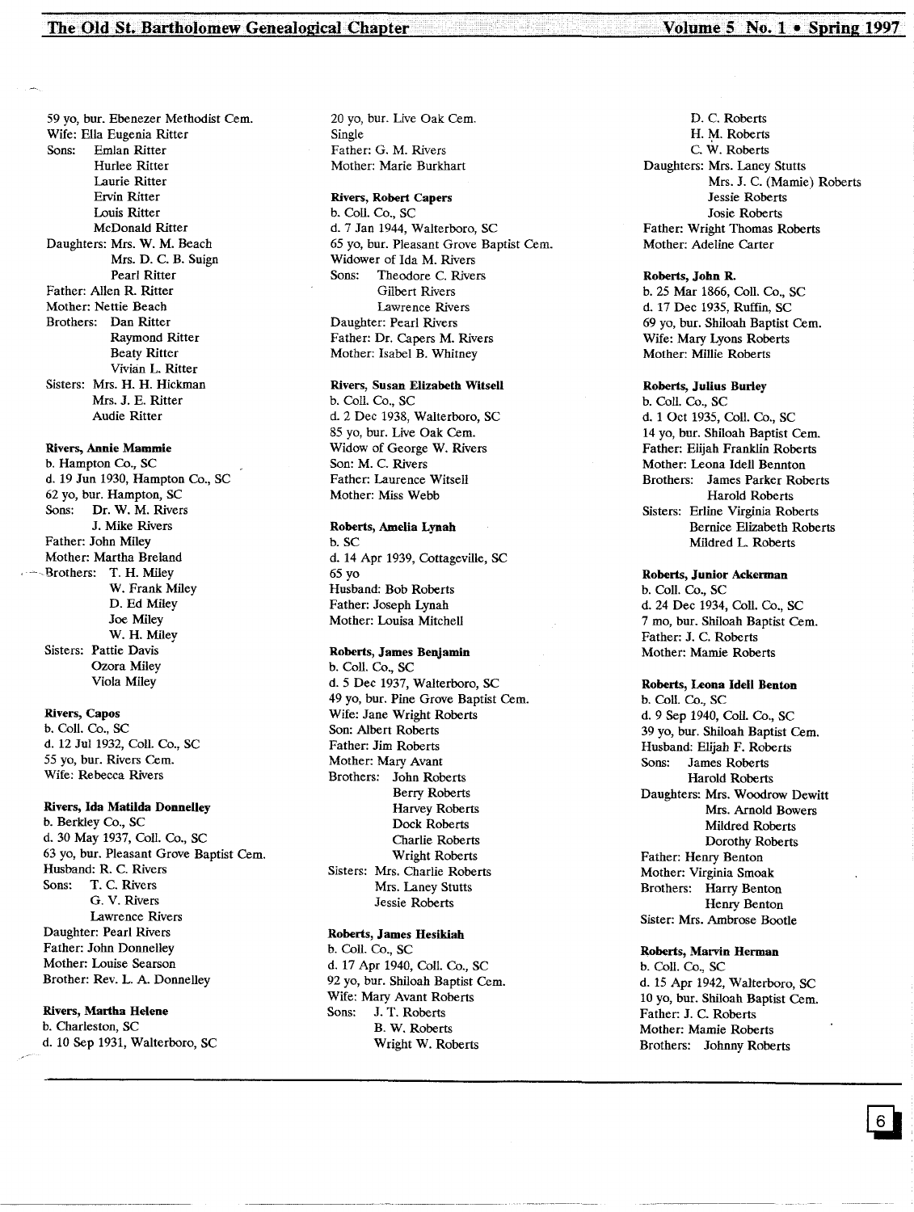59 yo, bur. Ebenezer Methodist Cem.
Wife: Ella Eugenia Ritter
Sons: Emlan Ritter
Hurlee Ritter
Laurie Ritter
Ervin Ritter
Louis Ritter
McDonald Ritter
Daughters: Mrs. W. M. Beach
Mrs. D. C. B. Suign
Pearl Ritter
Father: Allen R. Ritter
Mother: Nettie Beach
Brothers: Dan Ritter
Raymond Ritter
Beaty Ritter
Vivian L. Ritter
Sisters: Mrs. H. H. Hickman
Mrs. J. E. Ritter
Audie Ritter

**Rivers, Annie Mammie**
b. Hampton Co., SC
d. 19 Jun 1930, Hampton Co., SC
62 yo, bur. Hampton, SC
Sons: Dr. W. M. Rivers
J. Mike Rivers
Father: John Miley
Mother: Martha Breland
Brothers: T. H. Miley
W. Frank Miley
D. Ed Miley
Joe Miley
W. H. Miley
Sisters: Pattie Davis
Ozora Miley
Viola Miley

**Rivers, Capos**
b. Coll. Co., SC
d. 12 Jul 1932, Coll. Co., SC
55 yo, bur. Rivers Cem.
Wife: Rebecca Rivers

**Rivers, Ida Matilda Donnelley**
b. Berkley Co., SC
d. 30 May 1937, Coll. Co., SC
63 yo, bur. Pleasant Grove Baptist Cem.
Husband: R. C. Rivers
Sons: T. C. Rivers
G. V. Rivers
Lawrence Rivers
Daughter: Pearl Rivers
Father: John Donnelley
Mother: Louise Searson
Brother: Rev. L. A. Donnelley

**Rivers, Martha Helene**
b. Charleston, SC
d. 10 Sep 1931, Walterboro, SC
20 yo, bur. Live Oak Cem.
Single
Father: G. M. Rivers
Mother: Marie Burkhart

**Rivers, Robert Capers**
b. Coll. Co., SC
d. 7 Jan 1944, Walterboro, SC
65 yo, bur. Pleasant Grove Baptist Cem.
Widower of Ida M. Rivers
Sons: Theodore C. Rivers
Gilbert Rivers
Lawrence Rivers
Daughter: Pearl Rivers
Father: Dr. Capers M. Rivers
Mother: Isabel B. Whitney

**Rivers, Susan Elizabeth Witsell**
b. Coll. Co., SC
d. 2 Dec 1938, Walterboro, SC
85 yo, bur. Live Oak Cem.
Widow of George W. Rivers
Son: M. C. Rivers
Father: Laurence Witsell
Mother: Miss Webb

**Roberts, Amelia Lynah**
b. SC
d. 14 Apr 1939, Cottageville, SC
65 yo
Husband: Bob Roberts
Father: Joseph Lynah
Mother: Louisa Mitchell

**Roberts, James Benjamin**
b. Coll. Co., SC
d. 5 Dec 1937, Walterboro, SC
49 yo, bur. Pine Grove Baptist Cem.
Wife: Jane Wright Roberts
Son: Albert Roberts
Father: Jim Roberts
Mother: Mary Avant
Brothers: John Roberts
Berry Roberts
Harvey Roberts
Dock Roberts
Charlie Roberts
Wright Roberts
Sisters: Mrs. Charlie Roberts
Mrs. Laney Stutts
Jessie Roberts

**Roberts, James Hesikiah**
b. Coll. Co., SC
d. 17 Apr 1940, Coll. Co., SC
92 yo, bur. Shiloah Baptist Cem.
Wife: Mary Avant Roberts
Sons: J. T. Roberts
B. W. Roberts
Wright W. Roberts
D. C. Roberts
H. M. Roberts
C. W. Roberts
Daughters: Mrs. Laney Stutts
Mrs. J. C. (Mamie) Roberts
Jessie Roberts
Josie Roberts
Father: Wright Thomas Roberts
Mother: Adeline Carter

**Roberts, John R.**
b. 25 Mar 1866, Coll. Co., SC
d. 17 Dec 1935, Ruffin, SC
69 yo, bur. Shiloah Baptist Cem.
Wife: Mary Lyons Roberts
Mother: Millie Roberts

**Roberts, Julius Burley**
b. Coll. Co., SC
d. 1 Oct 1935, Coll. Co., SC
14 yo, bur. Shiloah Baptist Cem.
Father: Elijah Franklin Roberts
Mother: Leona Idell Bennton
Brothers: James Parker Roberts
Harold Roberts
Sisters: Erline Virginia Roberts
Bernice Elizabeth Roberts
Mildred L. Roberts

**Roberts, Junior Ackerman**
b. Coll. Co., SC
d. 24 Dec 1934, Coll. Co., SC
7 mo, bur. Shiloah Baptist Cem.
Father: J. C. Roberts
Mother: Mamie Roberts

**Roberts, Leona Idell Benton**
b. Coll. Co., SC
d. 9 Sep 1940, Coll. Co., SC
39 yo, bur. Shiloah Baptist Cem.
Husband: Elijah F. Roberts
Sons: James Roberts
Harold Roberts
Daughters: Mrs. Woodrow Dewitt
Mrs. Arnold Bowers
Mildred Roberts
Dorothy Roberts
Father: Henry Benton
Mother: Virginia Smoak
Brothers: Harry Benton
Henry Benton
Sister: Mrs. Ambrose Bootle

**Roberts, Marvin Herman**
b. Coll. Co., SC
d. 15 Apr 1942, Walterboro, SC
10 yo, bur. Shiloah Baptist Cem.
Father: J. C. Roberts
Mother: Mamie Roberts
Brothers: Johnny Roberts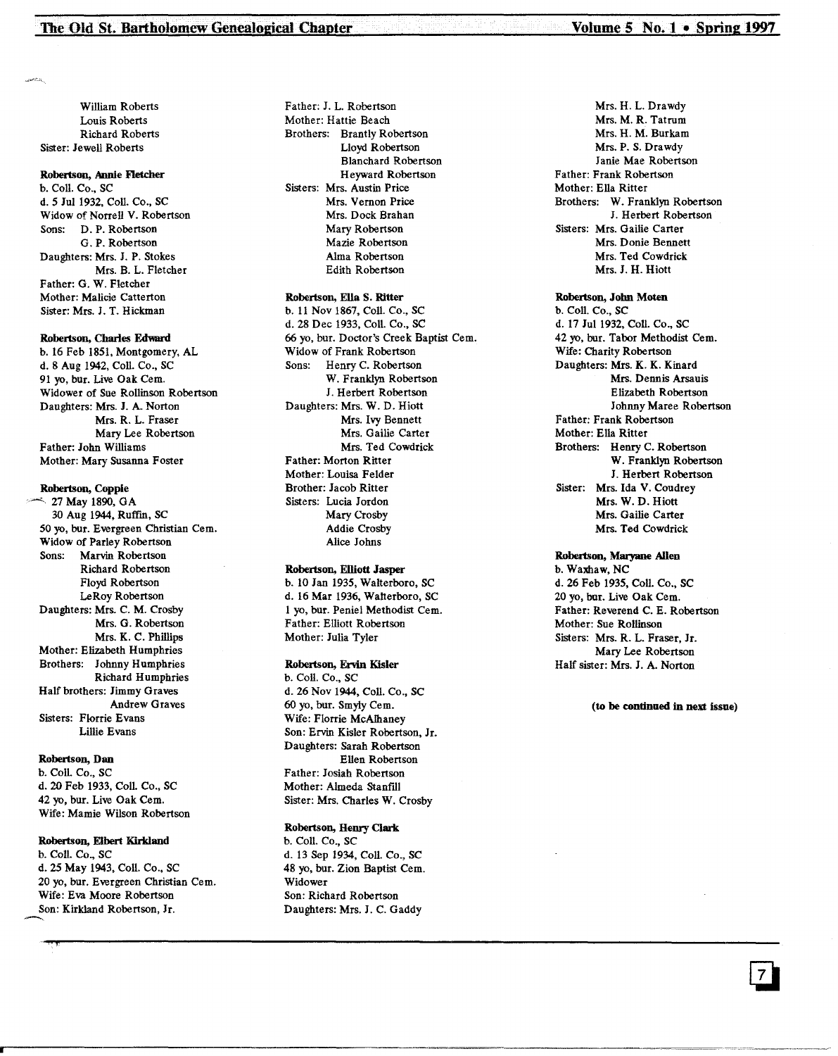William Roberts
Louis Roberts
Richard Roberts
Sister: Jewell Roberts

**Robertson, Annie Fletcher**
b. Coll. Co., SC
d. 5 Jul 1932, Coll. Co., SC
Widow of Norrell V. Robertson
Sons: D. P. Robertson
G. P. Robertson
Daughters: Mrs. J. P. Stokes
Mrs. B. L. Fletcher
Father: G. W. Fletcher
Mother: Malicie Catterton
Sister: Mrs. J. T. Hickman

**Robertson, Charles Edward**
b. 16 Feb 1851, Montgomery, AL
d. 8 Aug 1942, Coll. Co., SC
91 yo, bur. Live Oak Cem.
Widower of Sue Rollinson Robertson
Daughters: Mrs. J. A. Norton
Mrs. R. L. Fraser
Mary Lee Robertson
Father: John Williams
Mother: Mary Susanna Foster

**Robertson, Coppie**
27 May 1890, GA
30 Aug 1944, Ruffin, SC
50 yo, bur. Evergreen Christian Cem.
Widow of Parley Robertson
Sons: Marvin Robertson
Richard Robertson
Floyd Robertson
LeRoy Robertson
Daughters: Mrs. C. M. Crosby
Mrs. G. Robertson
Mrs. K. C. Phillips
Mother: Elizabeth Humphries
Brothers: Johnny Humphries
Richard Humphries
Half brothers: Jimmy Graves
Andrew Graves
Sisters: Florrie Evans
Lillie Evans

**Robertson, Dan**
b. Coll. Co., SC
d. 20 Feb 1933, Coll. Co., SC
42 yo, bur. Live Oak Cem.
Wife: Mamie Wilson Robertson

**Robertson, Elbert Kirkland**
b. Coll. Co., SC
d. 25 May 1943, Coll. Co., SC
20 yo, bur. Evergreen Christian Cem.
Wife: Eva Moore Robertson
Son: Kirkland Robertson, Jr.
Father: J. L. Robertson
Mother: Hattie Beach
Brothers: Brantly Robertson
Lloyd Robertson
Blanchard Robertson
Heyward Robertson
Sisters: Mrs. Austin Price
Mrs. Vernon Price
Mrs. Dock Brahan
Mary Robertson
Mazie Robertson
Alma Robertson
Edith Robertson

**Robertson, Ella S. Ritter**
b. 11 Nov 1867, Coll. Co., SC
d. 28 Dec 1933, Coll. Co., SC
66 yo, bur. Doctor's Creek Baptist Cem.
Widow of Frank Robertson
Sons: Henry C. Robertson
W. Franklyn Robertson
J. Herbert Robertson
Daughters: Mrs. W. D. Hiott
Mrs. Ivy Bennett
Mrs. Gailie Carter
Mrs. Ted Cowdrick
Father: Morton Ritter
Mother: Louisa Felder
Brother: Jacob Ritter
Sisters: Lucia Jordon
Mary Crosby
Addie Crosby
Alice Johns

**Robertson, Elliott Jasper**
b. 10 Jan 1935, Walterboro, SC
d. 16 Mar 1936, Walterboro, SC
1 yo, bur. Peniel Methodist Cem.
Father: Elliott Robertson
Mother: Julia Tyler

**Robertson, Ervin Kisler**
b. Coll. Co., SC
d. 26 Nov 1944, Coll. Co., SC
60 yo, bur. Smyly Cem.
Wife: Florrie McAlhaney
Son: Ervin Kisler Robertson, Jr.
Daughters: Sarah Robertson
Ellen Robertson
Father: Josiah Robertson
Mother: Almeda Stanfill
Sister: Mrs. Charles W. Crosby

**Robertson, Henry Clark**
b. Coll. Co., SC
d. 13 Sep 1934, Coll. Co., SC
48 yo, bur. Zion Baptist Cem.
Widower
Son: Richard Robertson
Daughters: Mrs. J. C. Gaddy
Mrs. H. L. Drawdy
Mrs. M. R. Tatrum
Mrs. H. M. Burkam
Mrs. P. S. Drawdy
Janie Mae Robertson
Father: Frank Robertson
Mother: Ella Ritter
Brothers: W. Franklyn Robertson
J. Herbert Robertson
Sisters: Mrs. Gailie Carter
Mrs. Donie Bennett
Mrs. Ted Cowdrick
Mrs. J. H. Hiott

**Robertson, John Moten**
b. Coll. Co., SC
d. 17 Jul 1932, Coll. Co., SC
42 yo, bur. Tabor Methodist Cem.
Wife: Charity Robertson
Daughters: Mrs. K. K. Kinard
Mrs. Dennis Arsauis
Elizabeth Robertson
Johnny Maree Robertson
Father: Frank Robertson
Mother: Ella Ritter
Brothers: Henry C. Robertson
W. Franklyn Robertson
J. Herbert Robertson
Sister: Mrs. Ida V. Coudrey
Mrs. W. D. Hiott
Mrs. Gailie Carter
Mrs. Ted Cowdrick

**Robertson, Maryane Allen**
b. Waxhaw, NC
d. 26 Feb 1935, Coll. Co., SC
20 yo, bur. Live Oak Cem.
Father: Reverend C. E. Robertson
Mother: Sue Rollinson
Sisters: Mrs. R. L. Fraser, Jr.
Mary Lee Robertson
Half sister: Mrs. J. A. Norton

**(to be continued in next issue)**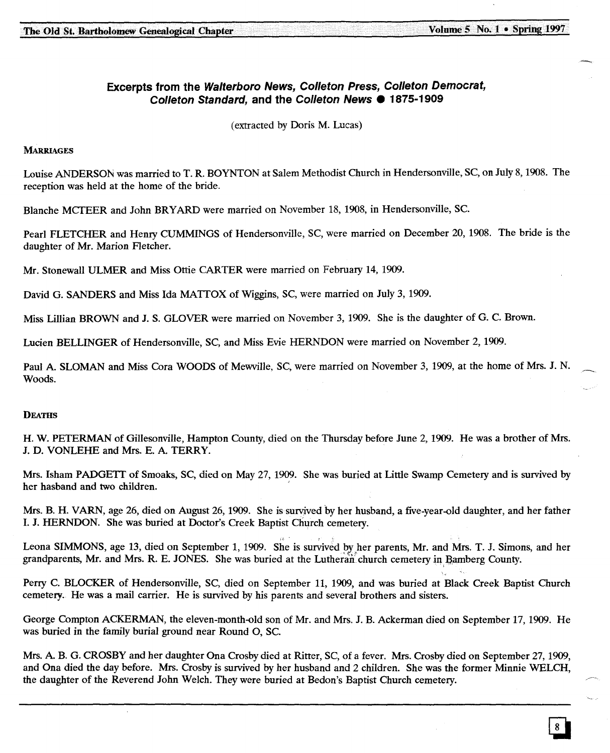## Excerpts from the *Walterboro News, Colleton Press, Colleton Democrat, Colleton Standard,* and the *Colleton News* ● 1875-1909

(extracted by Doris M. Lucas)

### Marriages

Louise ANDERSON was married to T. R. BOYNTON at Salem Methodist Church in Hendersonville, SC, on July 8, 1908. The reception was held at the home of the bride.

Blanche MCTEER and John BRYARD were married on November 18, 1908, in Hendersonville, SC.

Pearl FLETCHER and Henry CUMMINGS of Hendersonville, SC, were married on December 20, 1908. The bride is the daughter of Mr. Marion Fletcher.

Mr. Stonewall ULMER and Miss Ottie CARTER were married on February 14, 1909.

David G. SANDERS and Miss Ida MATTOX of Wiggins, SC, were married on July 3, 1909.

Miss Lillian BROWN and J. S. GLOVER were married on November 3, 1909. She is the daughter of G. C. Brown.

Lucien BELLINGER of Hendersonville, SC, and Miss Evie HERNDON were married on November 2, 1909.

Paul A. SLOMAN and Miss Cora WOODS of Mewville, SC, were married on November 3, 1909, at the home of Mrs. J. N. Woods.

### Deaths

H. W. PETERMAN of Gillesonville, Hampton County, died on the Thursday before June 2, 1909. He was a brother of Mrs. J. D. VONLEHE and Mrs. E. A. TERRY.

Mrs. Isham PADGETT of Smoaks, SC, died on May 27, 1909. She was buried at Little Swamp Cemetery and is survived by her hasband and two children.

Mrs. B. H. VARN, age 26, died on August 26, 1909. She is survived by her husband, a five-year-old daughter, and her father I. J. HERNDON. She was buried at Doctor's Creek Baptist Church cemetery.

Leona SIMMONS, age 13, died on September 1, 1909. She is survived by her parents, Mr. and Mrs. T. J. Simons, and her grandparents, Mr. and Mrs. R. E. JONES. She was buried at the Lutheran church cemetery in Bamberg County.

Perry C. BLOCKER of Hendersonville, SC, died on September 11, 1909, and was buried at Black Creek Baptist Church cemetery. He was a mail carrier. He is survived by his parents and several brothers and sisters.

George Compton ACKERMAN, the eleven-month-old son of Mr. and Mrs. J. B. Ackerman died on September 17, 1909. He was buried in the family burial ground near Round O, SC.

Mrs. A. B. G. CROSBY and her daughter Ona Crosby died at Ritter, SC, of a fever. Mrs. Crosby died on September 27, 1909, and Ona died the day before. Mrs. Crosby is survived by her husband and 2 children. She was the former Minnie WELCH, the daughter of the Reverend John Welch. They were buried at Bedon's Baptist Church cemetery.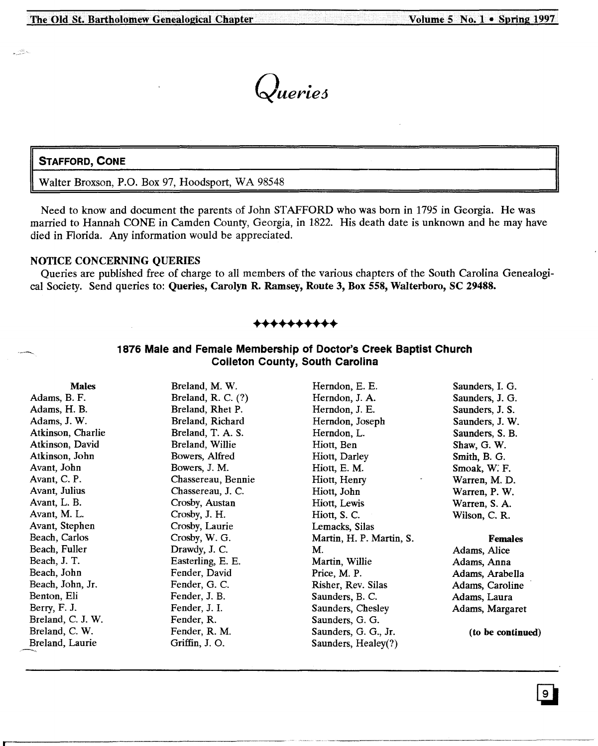# *Queries*

**STAFFORD, CONE**

Walter Broxson, P.O. Box 97, Hoodsport, WA 98548

Need to know and document the parents of John STAFFORD who was born in 1795 in Georgia. He was married to Hannah CONE in Camden County, Georgia, in 1822. His death date is unknown and he may have died in Florida. Any information would be appreciated.

**NOTICE CONCERNING QUERIES**

Queries are published free of charge to all members of the various chapters of the South Carolina Genealogical Society. Send queries to: **Queries, Carolyn R. Ramsey, Route 3, Box 558, Walterboro, SC 29488.**

✦✦✦✦✦✦✦✦✦

## 1876 Male and Female Membership of Doctor's Creek Baptist Church
## Colleton County, South Carolina

**Males**

Adams, B. F.
Adams, H. B.
Adams, J. W.
Atkinson, Charlie
Atkinson, David
Atkinson, John
Avant, John
Avant, C. P.
Avant, Julius
Avant, L. B.
Avant, M. L.
Avant, Stephen
Beach, Carlos
Beach, Fuller
Beach, J. T.
Beach, John
Beach, John, Jr.
Benton, Eli
Berry, F. J.
Breland, C. J. W.
Breland, C. W.
Breland, Laurie
Breland, M. W.
Breland, R. C. (?)
Breland, Rhet P.
Breland, Richard
Breland, T. A. S.
Breland, Willie
Bowers, Alfred
Bowers, J. M.
Chassereau, Bennie
Chassereau, J. C.
Crosby, Austan
Crosby, J. H.
Crosby, Laurie
Crosby, W. G.
Drawdy, J. C.
Easterling, E. E.
Fender, David
Fender, G. C.
Fender, J. B.
Fender, J. I.
Fender, R.
Fender, R. M.
Griffin, J. O.
Herndon, E. E.
Herndon, J. A.
Herndon, J. E.
Herndon, Joseph
Herndon, L.
Hiott, Ben
Hiott, Darley
Hiott, E. M.
Hiott, Henry
Hiott, John
Hiott, Lewis
Hiott, S. C.
Lemacks, Silas
Martin, H. P. Martin, S. M.
Martin, Willie
Price, M. P.
Risher, Rev. Silas
Saunders, B. C.
Saunders, Chesley
Saunders, G. G.
Saunders, G. G., Jr.
Saunders, Healey(?)
Saunders, I. G.
Saunders, J. G.
Saunders, J. S.
Saunders, J. W.
Saunders, S. B.
Shaw, G. W.
Smith, B. G.
Smoak, W. F.
Warren, M. D.
Warren, P. W.
Warren, S. A.
Wilson, C. R.

**Females**

Adams, Alice
Adams, Anna
Adams, Arabella
Adams, Caroline
Adams, Laura
Adams, Margaret

**(to be continued)**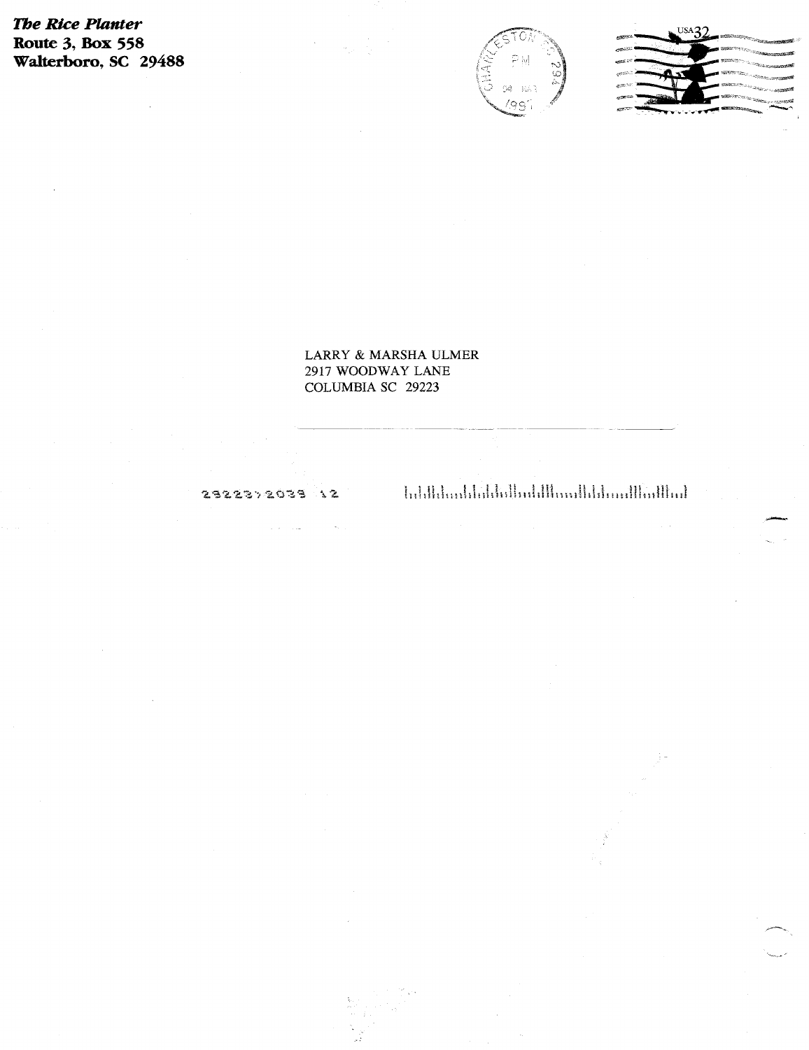***The Rice Planter***
**Route 3, Box 558**
**Walterboro, SC 29488**

CHARLESTON SC 294
PM
04 MAR
1997

USA 32

LARRY & MARSHA ULMER
2917 WOODWAY LANE
COLUMBIA SC 29223

29223>2039 12